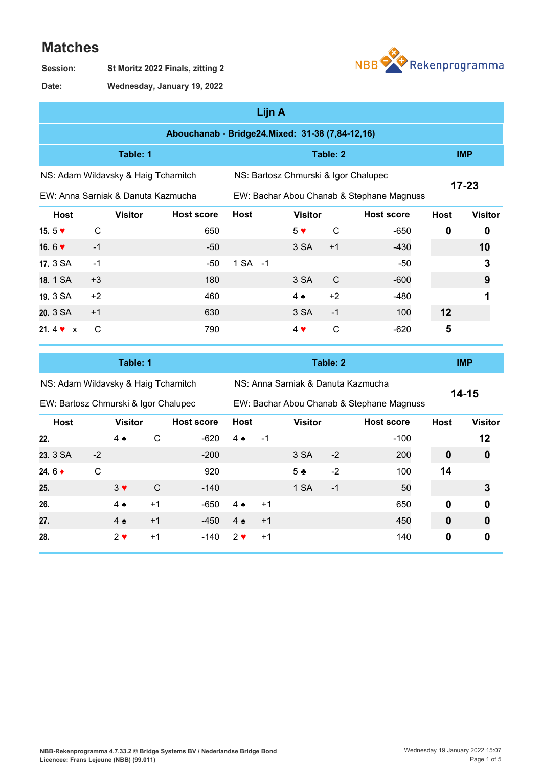# Matches

**Session:** St Moritz 2022 Finals, zitting 2

**Date:** Wednesday, January 19, 2022

NBB Rekenprogramma

## Lijn A

### Abouchanab - Bridge24.Mixed: 31-38 (7,84-12,16)

| Table: 1 | | | | Table: 2 | | | | IMP | |
|---|---|---|---|---|---|---|---|---|---|
| NS: Adam Wildavsky & Haig Tchamitch | | | | NS: Bartosz Chmurski & Igor Chalupec | | | | 17-23 | |
| EW: Anna Sarniak & Danuta Kazmucha | | | | EW: Bachar Abou Chanab & Stephane Magnuss | | | | | |
| Host | | Visitor | Host score | Host | | Visitor | Host score | Host | Visitor |
| 15. 5 ♥ | C | | 650 | | | 5 ♥ C | -650 | 0 | 0 |
| 16. 6 ♥ | -1 | | -50 | | | 3 SA +1 | -430 | | 10 |
| 17. 3 SA | -1 | | -50 | 1 SA | -1 | | -50 | | 3 |
| 18. 1 SA | +3 | | 180 | | | 3 SA C | -600 | | 9 |
| 19. 3 SA | +2 | | 460 | | | 4 ♠ +2 | -480 | | 1 |
| 20. 3 SA | +1 | | 630 | | | 3 SA -1 | 100 | 12 | |
| 21. 4 ♥ x | C | | 790 | | | 4 ♥ C | -620 | 5 | |

| Table: 1 | | | | Table: 2 | | | | IMP | |
|---|---|---|---|---|---|---|---|---|---|
| NS: Adam Wildavsky & Haig Tchamitch | | | | NS: Anna Sarniak & Danuta Kazmucha | | | | 14-15 | |
| EW: Bartosz Chmurski & Igor Chalupec | | | | EW: Bachar Abou Chanab & Stephane Magnuss | | | | | |
| Host | | Visitor | Host score | Host | | Visitor | Host score | Host | Visitor |
| 22. | | 4 ♠ C | -620 | 4 ♠ | -1 | | -100 | | 12 |
| 23. 3 SA | -2 | | -200 | | | 3 SA -2 | 200 | 0 | 0 |
| 24. 6 ♦ | C | | 920 | | | 5 ♣ -2 | 100 | 14 | |
| 25. | | 3 ♥ C | -140 | | | 1 SA -1 | 50 | | 3 |
| 26. | | 4 ♠ +1 | -650 | 4 ♠ | +1 | | 650 | 0 | 0 |
| 27. | | 4 ♠ +1 | -450 | 4 ♠ | +1 | | 450 | 0 | 0 |
| 28. | | 2 ♥ +1 | -140 | 2 ♥ | +1 | | 140 | 0 | 0 |

NBB-Rekenprogramma 4.7.33.2 © Bridge Systems BV / Nederlandse Bridge Bond
Licencee: Frans Lejeune (NBB) (99.011)

Wednesday 19 January 2022 15:07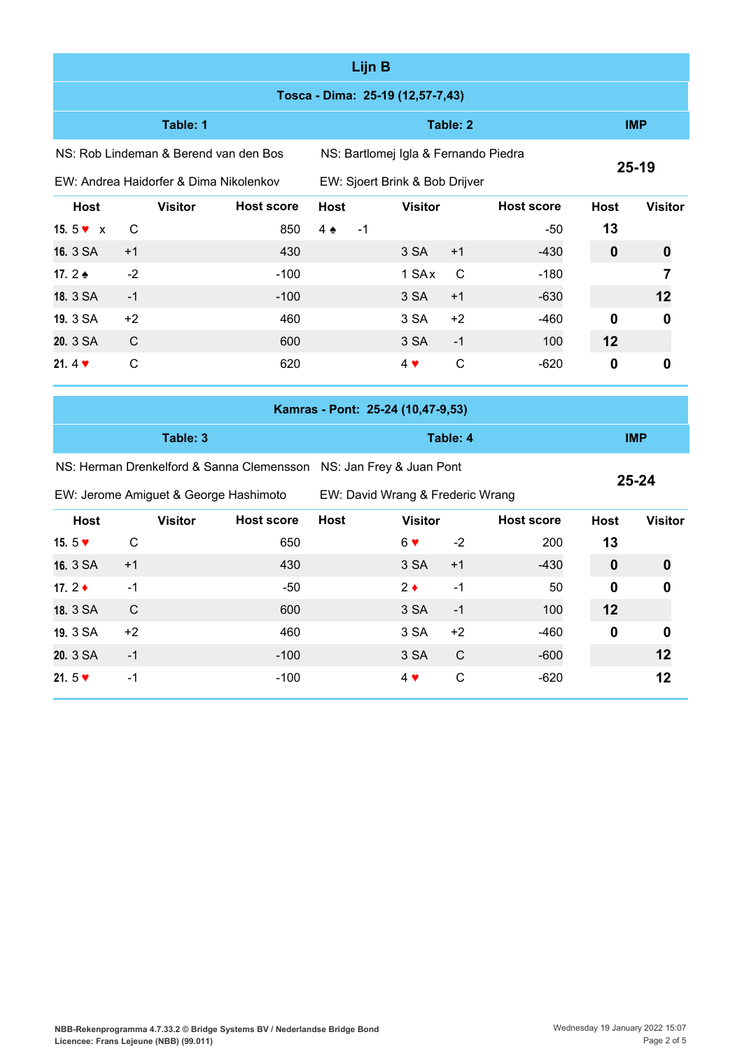# Lijn B

## Tosca - Dima: 25-19 (12,57-7,43)

| Table: 1 | | | Table: 2 | | | IMP | |
|---|---|---|---|---|---|---|---|
| NS: Rob Lindeman & Berend van den Bos | | | NS: Bartlomej Igla & Fernando Piedra | | | 25-19 | |
| EW: Andrea Haidorfer & Dima Nikolenkov | | | EW: Sjoert Brink & Bob Drijver | | | | |
| **Host** | **Visitor** | **Host score** | **Host** | **Visitor** | **Host score** | **Host** | **Visitor** |
| 15. 5 ♥ x | C | 850 | 4 ♠ -1 | | -50 | 13 | |
| 16. 3 SA | +1 | 430 | | 3 SA +1 | -430 | 0 | 0 |
| 17. 2 ♠ | -2 | -100 | | 1 SA x C | -180 | | 7 |
| 18. 3 SA | -1 | -100 | | 3 SA +1 | -630 | | 12 |
| 19. 3 SA | +2 | 460 | | 3 SA +2 | -460 | 0 | 0 |
| 20. 3 SA | C | 600 | | 3 SA -1 | 100 | 12 | |
| 21. 4 ♥ | C | 620 | | 4 ♥ C | -620 | 0 | 0 |

## Kamras - Pont: 25-24 (10,47-9,53)

| Table: 3 | | | Table: 4 | | | IMP | |
|---|---|---|---|---|---|---|---|
| NS: Herman Drenkelford & Sanna Clemensson | | | NS: Jan Frey & Juan Pont | | | 25-24 | |
| EW: Jerome Amiguet & George Hashimoto | | | EW: David Wrang & Frederic Wrang | | | | |
| **Host** | **Visitor** | **Host score** | **Host** | **Visitor** | **Host score** | **Host** | **Visitor** |
| 15. 5 ♥ | C | 650 | | 6 ♥ -2 | 200 | 13 | |
| 16. 3 SA | +1 | 430 | | 3 SA +1 | -430 | 0 | 0 |
| 17. 2 ♦ | -1 | -50 | | 2 ♦ -1 | 50 | 0 | 0 |
| 18. 3 SA | C | 600 | | 3 SA -1 | 100 | 12 | |
| 19. 3 SA | +2 | 460 | | 3 SA +2 | -460 | 0 | 0 |
| 20. 3 SA | -1 | -100 | | 3 SA C | -600 | | 12 |
| 21. 5 ♥ | -1 | -100 | | 4 ♥ C | -620 | | 12 |

NBB-Rekenprogramma 4.7.33.2 © Bridge Systems BV / Nederlandse Bridge Bond
Licencee: Frans Lejeune (NBB) (99.011)

Wednesday 19 January 2022 15:07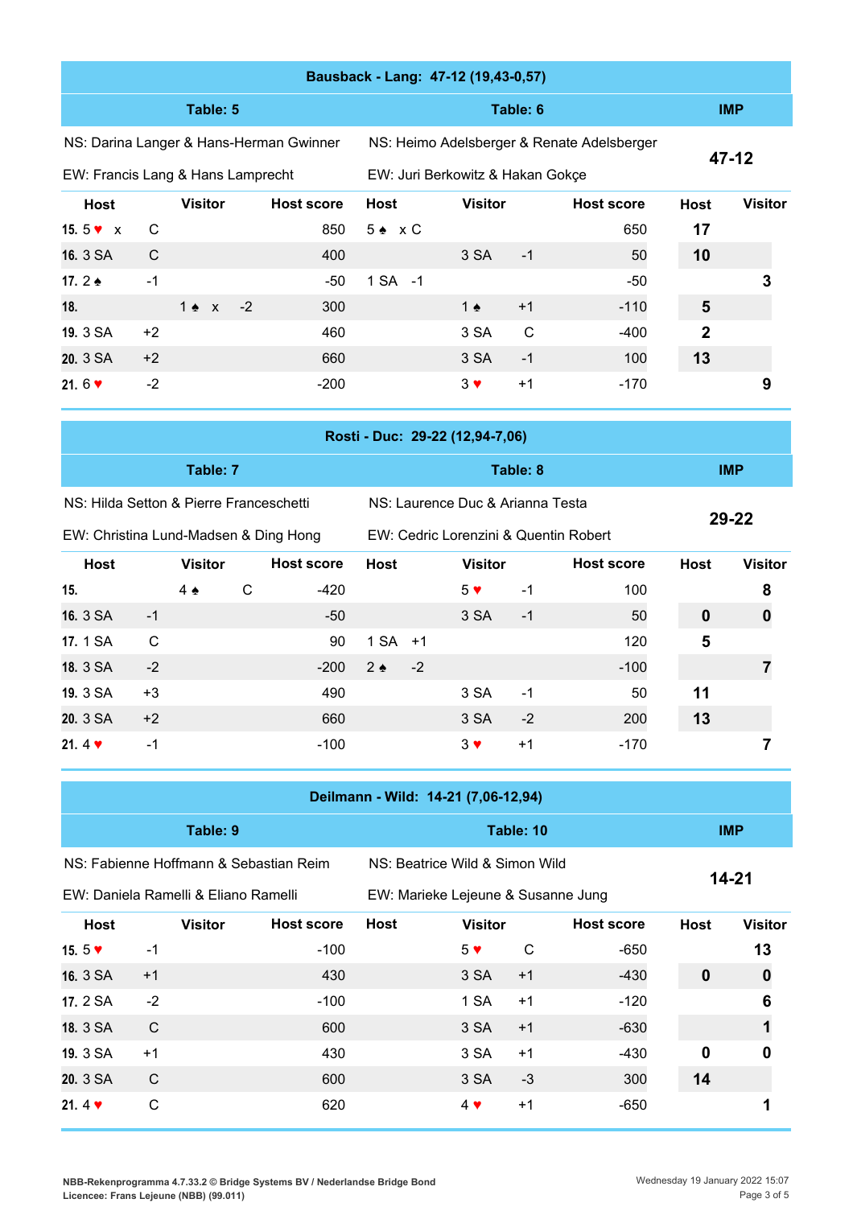## Bausback - Lang: 47-12 (19,43-0,57)

| Table: 5 | | | | Table: 6 | | | | IMP | |
|---|---|---|---|---|---|---|---|---|---|
| NS: Darina Langer & Hans-Herman Gwinner | | | | NS: Heimo Adelsberger & Renate Adelsberger | | | | 47-12 | |
| EW: Francis Lang & Hans Lamprecht | | | | EW: Juri Berkowitz & Hakan Gokçe | | | | | |
| Host | | Visitor | Host score | Host | Visitor | | Host score | Host | Visitor |
| 15. 5 ♥ x | C | | 850 | 5 ♠ x C | | | 650 | 17 | |
| 16. 3 SA | C | | 400 | | 3 SA | -1 | 50 | 10 | |
| 17. 2 ♠ | -1 | | -50 | 1 SA -1 | | | -50 | | 3 |
| 18. | | 1 ♠ x -2 | 300 | | 1 ♠ | +1 | -110 | 5 | |
| 19. 3 SA | +2 | | 460 | | 3 SA | C | -400 | 2 | |
| 20. 3 SA | +2 | | 660 | | 3 SA | -1 | 100 | 13 | |
| 21. 6 ♥ | -2 | | -200 | | 3 ♥ | +1 | -170 | | 9 |

## Rosti - Duc: 29-22 (12,94-7,06)

| Table: 7 | | | | Table: 8 | | | | IMP | |
|---|---|---|---|---|---|---|---|---|---|
| NS: Hilda Setton & Pierre Franceschetti | | | | NS: Laurence Duc & Arianna Testa | | | | 29-22 | |
| EW: Christina Lund-Madsen & Ding Hong | | | | EW: Cedric Lorenzini & Quentin Robert | | | | | |
| Host | | Visitor | Host score | Host | Visitor | | Host score | Host | Visitor |
| 15. | | 4 ♠ C | -420 | | 5 ♥ | -1 | 100 | | 8 |
| 16. 3 SA | -1 | | -50 | | 3 SA | -1 | 50 | 0 | 0 |
| 17. 1 SA | C | | 90 | 1 SA +1 | | | 120 | 5 | |
| 18. 3 SA | -2 | | -200 | 2 ♠ -2 | | | -100 | | 7 |
| 19. 3 SA | +3 | | 490 | | 3 SA | -1 | 50 | 11 | |
| 20. 3 SA | +2 | | 660 | | 3 SA | -2 | 200 | 13 | |
| 21. 4 ♥ | -1 | | -100 | | 3 ♥ | +1 | -170 | | 7 |

## Deilmann - Wild: 14-21 (7,06-12,94)

| Table: 9 | | | | Table: 10 | | | | IMP | |
|---|---|---|---|---|---|---|---|---|---|
| NS: Fabienne Hoffmann & Sebastian Reim | | | | NS: Beatrice Wild & Simon Wild | | | | 14-21 | |
| EW: Daniela Ramelli & Eliano Ramelli | | | | EW: Marieke Lejeune & Susanne Jung | | | | | |
| Host | | Visitor | Host score | Host | Visitor | | Host score | Host | Visitor |
| 15. 5 ♥ | -1 | | -100 | | 5 ♥ | C | -650 | | 13 |
| 16. 3 SA | +1 | | 430 | | 3 SA | +1 | -430 | 0 | 0 |
| 17. 2 SA | -2 | | -100 | | 1 SA | +1 | -120 | | 6 |
| 18. 3 SA | C | | 600 | | 3 SA | +1 | -630 | | 1 |
| 19. 3 SA | +1 | | 430 | | 3 SA | +1 | -430 | 0 | 0 |
| 20. 3 SA | C | | 600 | | 3 SA | -3 | 300 | 14 | |
| 21. 4 ♥ | C | | 620 | | 4 ♥ | +1 | -650 | | 1 |

NBB-Rekenprogramma 4.7.33.2 © Bridge Systems BV / Nederlandse Bridge Bond
Licencee: Frans Lejeune (NBB) (99.011)

Wednesday 19 January 2022 15:07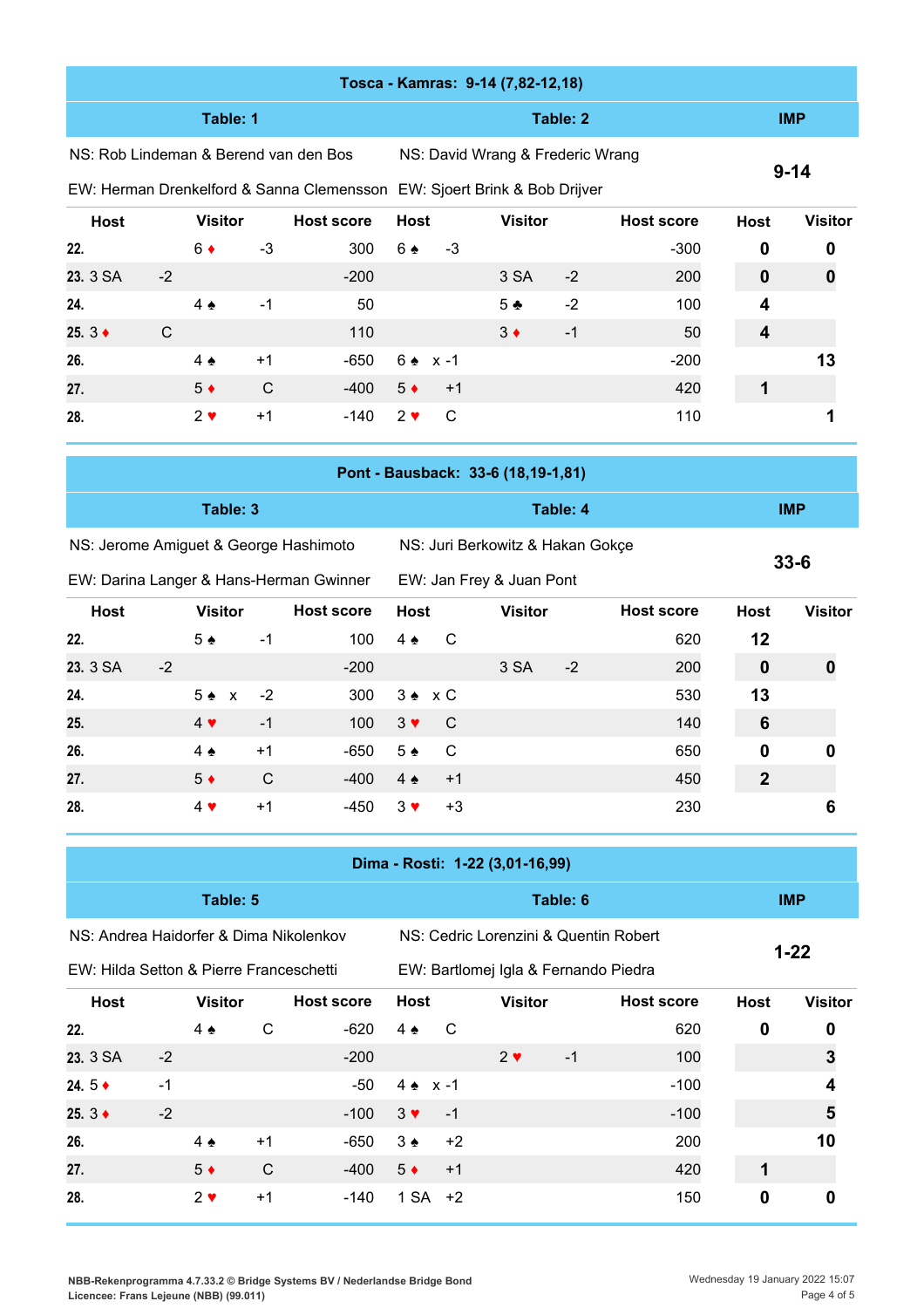## Tosca - Kamras: 9-14 (7,82-12,18)

| Table: 1 | | | | Table: 2 | | | | IMP | |
|---|---|---|---|---|---|---|---|---|---|
| NS: Rob Lindeman & Berend van den Bos | | | | NS: David Wrang & Frederic Wrang | | | | 9-14 | |
| EW: Herman Drenkelford & Sanna Clemensson | | | | EW: Sjoert Brink & Bob Drijver | | | | | |
| Host | | Visitor | Host score | Host | | Visitor | Host score | Host | Visitor |
| 22. | | 6 ♦ -3 | 300 | 6 ♠ -3 | | | -300 | 0 | 0 |
| 23. 3 SA | -2 | | -200 | | | 3 SA -2 | 200 | 0 | 0 |
| 24. | | 4 ♠ -1 | 50 | | | 5 ♣ -2 | 100 | 4 | |
| 25. 3 ♦ | C | | 110 | | | 3 ♦ -1 | 50 | 4 | |
| 26. | | 4 ♠ +1 | -650 | 6 ♠ x -1 | | | -200 | | 13 |
| 27. | | 5 ♦ C | -400 | 5 ♦ +1 | | | 420 | 1 | |
| 28. | | 2 ♥ +1 | -140 | 2 ♥ C | | | 110 | | 1 |

## Pont - Bausback: 33-6 (18,19-1,81)

| Table: 3 | | | | Table: 4 | | | | IMP | |
|---|---|---|---|---|---|---|---|---|---|
| NS: Jerome Amiguet & George Hashimoto | | | | NS: Juri Berkowitz & Hakan Gokçe | | | | 33-6 | |
| EW: Darina Langer & Hans-Herman Gwinner | | | | EW: Jan Frey & Juan Pont | | | | | |
| Host | | Visitor | Host score | Host | | Visitor | Host score | Host | Visitor |
| 22. | | 5 ♠ -1 | 100 | 4 ♠ C | | | 620 | 12 | |
| 23. 3 SA | -2 | | -200 | | | 3 SA -2 | 200 | 0 | 0 |
| 24. | | 5 ♠ x -2 | 300 | 3 ♠ x C | | | 530 | 13 | |
| 25. | | 4 ♥ -1 | 100 | 3 ♥ C | | | 140 | 6 | |
| 26. | | 4 ♠ +1 | -650 | 5 ♠ C | | | 650 | 0 | 0 |
| 27. | | 5 ♦ C | -400 | 4 ♠ +1 | | | 450 | 2 | |
| 28. | | 4 ♥ +1 | -450 | 3 ♥ +3 | | | 230 | | 6 |

## Dima - Rosti: 1-22 (3,01-16,99)

| Table: 5 | | | | Table: 6 | | | | IMP | |
|---|---|---|---|---|---|---|---|---|---|
| NS: Andrea Haidorfer & Dima Nikolenkov | | | | NS: Cedric Lorenzini & Quentin Robert | | | | 1-22 | |
| EW: Hilda Setton & Pierre Franceschetti | | | | EW: Bartlomej Igla & Fernando Piedra | | | | | |
| Host | | Visitor | Host score | Host | | Visitor | Host score | Host | Visitor |
| 22. | | 4 ♠ C | -620 | 4 ♠ C | | | 620 | 0 | 0 |
| 23. 3 SA | -2 | | -200 | | | 2 ♥ -1 | 100 | | 3 |
| 24. 5 ♦ | -1 | | -50 | 4 ♠ x -1 | | | -100 | | 4 |
| 25. 3 ♦ | -2 | | -100 | 3 ♥ -1 | | | -100 | | 5 |
| 26. | | 4 ♠ +1 | -650 | 3 ♠ +2 | | | 200 | | 10 |
| 27. | | 5 ♦ C | -400 | 5 ♦ +1 | | | 420 | 1 | |
| 28. | | 2 ♥ +1 | -140 | 1 SA +2 | | | 150 | 0 | 0 |

NBB-Rekenprogramma 4.7.33.2 © Bridge Systems BV / Nederlandse Bridge Bond
Licencee: Frans Lejeune (NBB) (99.011)

Wednesday 19 January 2022 15:07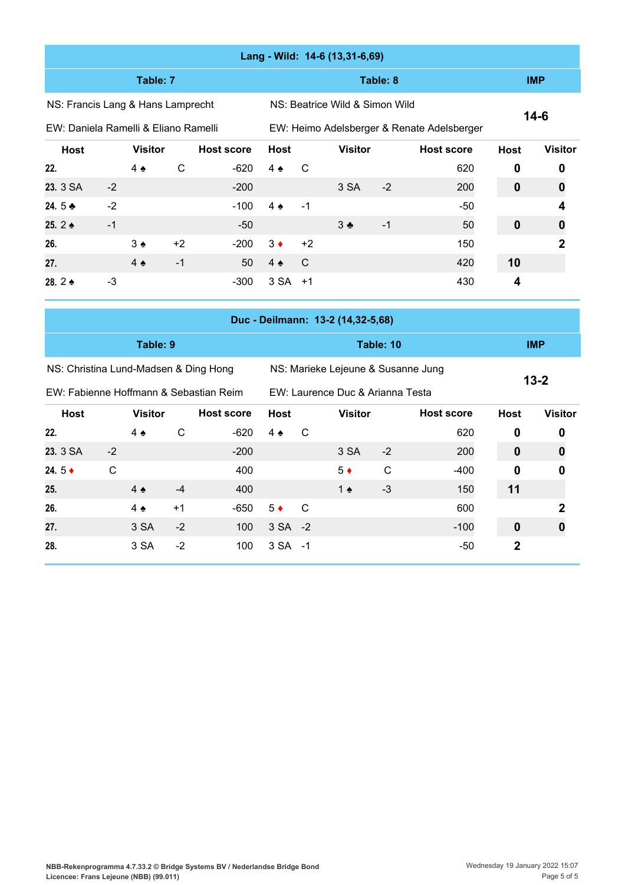## Lang - Wild: 14-6 (13,31-6,69)

| Table: 7 | | | | | Table: 8 | | | | | IMP | |
|---|---|---|---|---|---|---|---|---|---|---|---|
| NS: Francis Lang & Hans Lamprecht | | | | | NS: Beatrice Wild & Simon Wild | | | | | 14-6 | |
| EW: Daniela Ramelli & Eliano Ramelli | | | | | EW: Heimo Adelsberger & Renate Adelsberger | | | | | | |
| Host | | Visitor | | Host score | Host | | Visitor | | Host score | Host | Visitor |
| 22. | | 4 ♠ | C | -620 | 4 ♠ | C | | | 620 | 0 | 0 |
| 23. 3 SA | -2 | | | -200 | | | 3 SA | -2 | 200 | 0 | 0 |
| 24. 5 ♣ | -2 | | | -100 | 4 ♠ | -1 | | | -50 | | 4 |
| 25. 2 ♠ | -1 | | | -50 | | | 3 ♣ | -1 | 50 | 0 | 0 |
| 26. | | 3 ♠ | +2 | -200 | 3 ♦ | +2 | | | 150 | | 2 |
| 27. | | 4 ♠ | -1 | 50 | 4 ♠ | C | | | 420 | 10 | |
| 28. 2 ♠ | -3 | | | -300 | 3 SA | +1 | | | 430 | 4 | |

## Duc - Deilmann: 13-2 (14,32-5,68)

| Table: 9 | | | | | Table: 10 | | | | | IMP | |
|---|---|---|---|---|---|---|---|---|---|---|---|
| NS: Christina Lund-Madsen & Ding Hong | | | | | NS: Marieke Lejeune & Susanne Jung | | | | | 13-2 | |
| EW: Fabienne Hoffmann & Sebastian Reim | | | | | EW: Laurence Duc & Arianna Testa | | | | | | |
| Host | | Visitor | | Host score | Host | | Visitor | | Host score | Host | Visitor |
| 22. | | 4 ♠ | C | -620 | 4 ♠ | C | | | 620 | 0 | 0 |
| 23. 3 SA | -2 | | | -200 | | | 3 SA | -2 | 200 | 0 | 0 |
| 24. 5 ♦ | C | | | 400 | | | 5 ♦ | C | -400 | 0 | 0 |
| 25. | | 4 ♠ | -4 | 400 | | | 1 ♠ | -3 | 150 | 11 | |
| 26. | | 4 ♠ | +1 | -650 | 5 ♦ | C | | | 600 | | 2 |
| 27. | | 3 SA | -2 | 100 | 3 SA | -2 | | | -100 | 0 | 0 |
| 28. | | 3 SA | -2 | 100 | 3 SA | -1 | | | -50 | 2 | |

NBB-Rekenprogramma 4.7.33.2 © Bridge Systems BV / Nederlandse Bridge Bond
Licencee: Frans Lejeune (NBB) (99.011)

Wednesday 19 January 2022 15:07